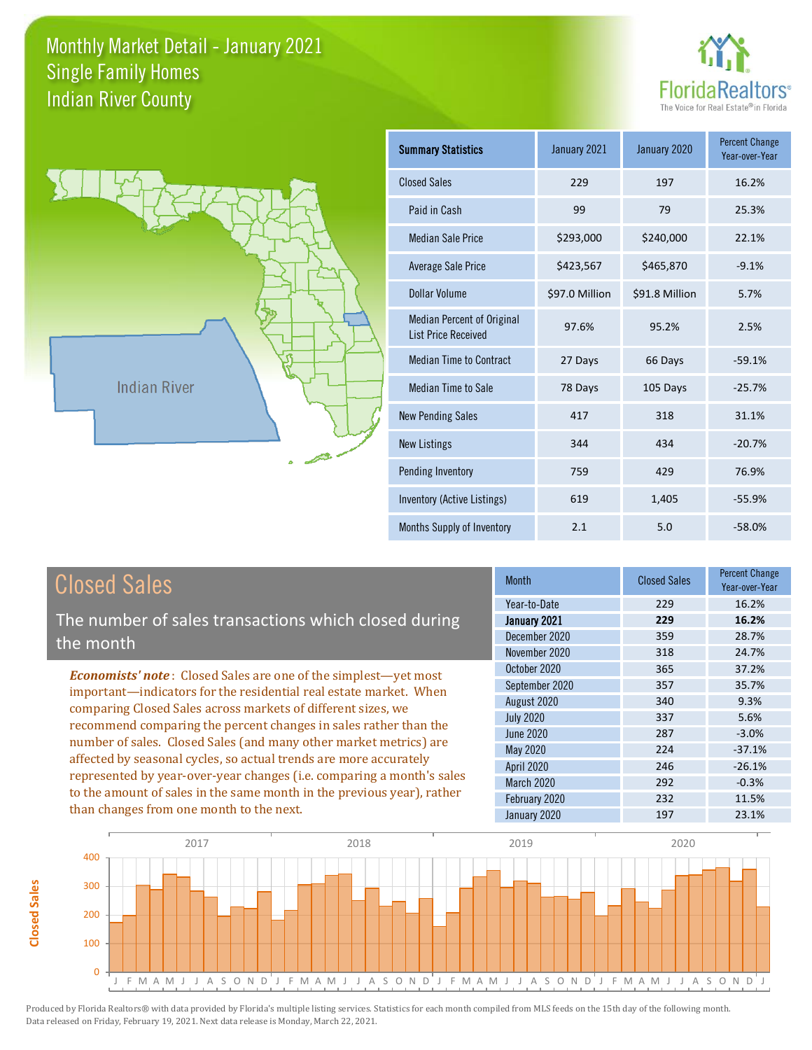# Monthly Market Detail - January 2021
## Single Family Homes
## Indian River County

FloridaRealtors® The Voice for Real Estate® in Florida

| Summary Statistics | January 2021 | January 2020 | Percent Change Year-over-Year |
|---|---|---|---|
| Closed Sales | 229 | 197 | 16.2% |
| Paid in Cash | 99 | 79 | 25.3% |
| Median Sale Price | $293,000 | $240,000 | 22.1% |
| Average Sale Price | $423,567 | $465,870 | -9.1% |
| Dollar Volume | $97.0 Million | $91.8 Million | 5.7% |
| Median Percent of Original List Price Received | 97.6% | 95.2% | 2.5% |
| Median Time to Contract | 27 Days | 66 Days | -59.1% |
| Median Time to Sale | 78 Days | 105 Days | -25.7% |
| New Pending Sales | 417 | 318 | 31.1% |
| New Listings | 344 | 434 | -20.7% |
| Pending Inventory | 759 | 429 | 76.9% |
| Inventory (Active Listings) | 619 | 1,405 | -55.9% |
| Months Supply of Inventory | 2.1 | 5.0 | -58.0% |

## Closed Sales

The number of sales transactions which closed during the month

***Economists' note***: Closed Sales are one of the simplest—yet most important—indicators for the residential real estate market. When comparing Closed Sales across markets of different sizes, we recommend comparing the percent changes in sales rather than the number of sales. Closed Sales (and many other market metrics) are affected by seasonal cycles, so actual trends are more accurately represented by year-over-year changes (i.e. comparing a month's sales to the amount of sales in the same month in the previous year), rather than changes from one month to the next.

| Month | Closed Sales | Percent Change Year-over-Year |
|---|---|---|
| Year-to-Date | 229 | 16.2% |
| **January 2021** | **229** | **16.2%** |
| December 2020 | 359 | 28.7% |
| November 2020 | 318 | 24.7% |
| October 2020 | 365 | 37.2% |
| September 2020 | 357 | 35.7% |
| August 2020 | 340 | 9.3% |
| July 2020 | 337 | 5.6% |
| June 2020 | 287 | -3.0% |
| May 2020 | 224 | -37.1% |
| April 2020 | 246 | -26.1% |
| March 2020 | 292 | -0.3% |
| February 2020 | 232 | 11.5% |
| January 2020 | 197 | 23.1% |

Produced by Florida Realtors® with data provided by Florida's multiple listing services. Statistics for each month compiled from MLS feeds on the 15th day of the following month. Data released on Friday, February 19, 2021. Next data release is Monday, March 22, 2021.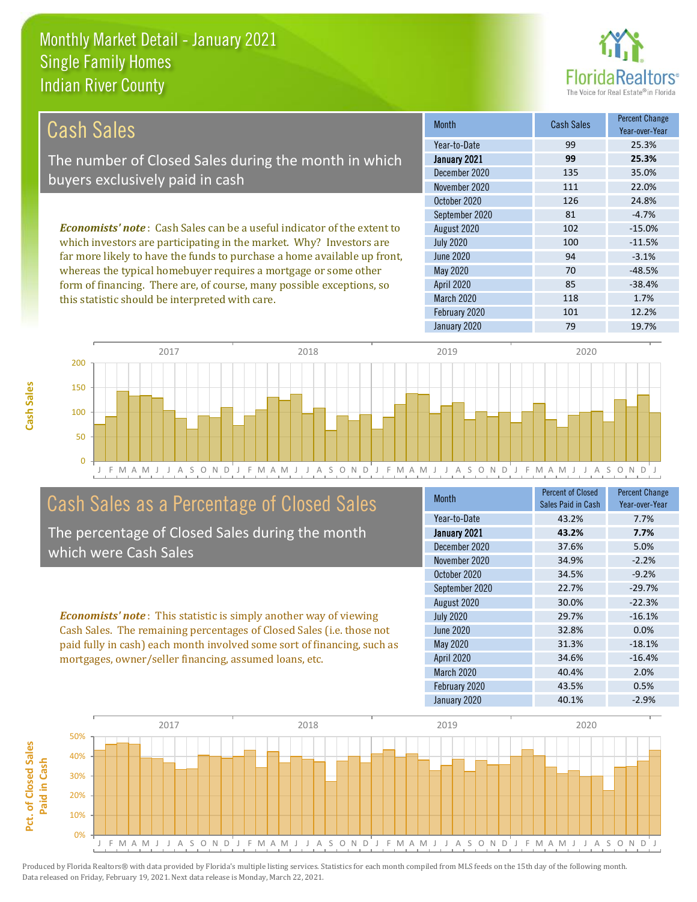# Monthly Market Detail - January 2021
## Single Family Homes
## Indian River County

## Cash Sales

The number of Closed Sales during the month in which buyers exclusively paid in cash

*Economists' note*: Cash Sales can be a useful indicator of the extent to which investors are participating in the market. Why? Investors are far more likely to have the funds to purchase a home available up front, whereas the typical homebuyer requires a mortgage or some other form of financing. There are, of course, many possible exceptions, so this statistic should be interpreted with care.

| Month | Cash Sales | Percent Change Year-over-Year |
|---|---|---|
| Year-to-Date | 99 | 25.3% |
| **January 2021** | **99** | **25.3%** |
| December 2020 | 135 | 35.0% |
| November 2020 | 111 | 22.0% |
| October 2020 | 126 | 24.8% |
| September 2020 | 81 | -4.7% |
| August 2020 | 102 | -15.0% |
| July 2020 | 100 | -11.5% |
| June 2020 | 94 | -3.1% |
| May 2020 | 70 | -48.5% |
| April 2020 | 85 | -38.4% |
| March 2020 | 118 | 1.7% |
| February 2020 | 101 | 12.2% |
| January 2020 | 79 | 19.7% |

## Cash Sales as a Percentage of Closed Sales

The percentage of Closed Sales during the month which were Cash Sales

*Economists' note*: This statistic is simply another way of viewing Cash Sales. The remaining percentages of Closed Sales (i.e. those not paid fully in cash) each month involved some sort of financing, such as mortgages, owner/seller financing, assumed loans, etc.

| Month | Percent of Closed Sales Paid in Cash | Percent Change Year-over-Year |
|---|---|---|
| Year-to-Date | 43.2% | 7.7% |
| **January 2021** | **43.2%** | **7.7%** |
| December 2020 | 37.6% | 5.0% |
| November 2020 | 34.9% | -2.2% |
| October 2020 | 34.5% | -9.2% |
| September 2020 | 22.7% | -29.7% |
| August 2020 | 30.0% | -22.3% |
| July 2020 | 29.7% | -16.1% |
| June 2020 | 32.8% | 0.0% |
| May 2020 | 31.3% | -18.1% |
| April 2020 | 34.6% | -16.4% |
| March 2020 | 40.4% | 2.0% |
| February 2020 | 43.5% | 0.5% |
| January 2020 | 40.1% | -2.9% |

Produced by Florida Realtors® with data provided by Florida's multiple listing services. Statistics for each month compiled from MLS feeds on the 15th day of the following month. Data released on Friday, February 19, 2021. Next data release is Monday, March 22, 2021.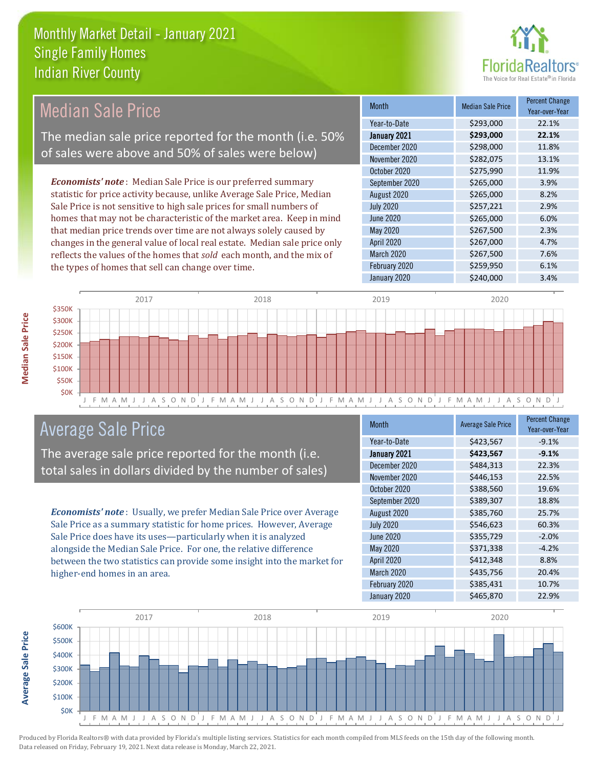# Monthly Market Detail - January 2021
## Single Family Homes
## Indian River County

## Median Sale Price

The median sale price reported for the month (i.e. 50% of sales were above and 50% of sales were below)

*Economists' note*: Median Sale Price is our preferred summary statistic for price activity because, unlike Average Sale Price, Median Sale Price is not sensitive to high sale prices for small numbers of homes that may not be characteristic of the market area. Keep in mind that median price trends over time are not always solely caused by changes in the general value of local real estate. Median sale price only reflects the values of the homes that *sold* each month, and the mix of the types of homes that sell can change over time.

| Month | Median Sale Price | Percent Change Year-over-Year |
|---|---|---|
| Year-to-Date | $293,000 | 22.1% |
| **January 2021** | **$293,000** | **22.1%** |
| December 2020 | $298,000 | 11.8% |
| November 2020 | $282,075 | 13.1% |
| October 2020 | $275,990 | 11.9% |
| September 2020 | $265,000 | 3.9% |
| August 2020 | $265,000 | 8.2% |
| July 2020 | $257,221 | 2.9% |
| June 2020 | $265,000 | 6.0% |
| May 2020 | $267,500 | 2.3% |
| April 2020 | $267,000 | 4.7% |
| March 2020 | $267,500 | 7.6% |
| February 2020 | $259,950 | 6.1% |
| January 2020 | $240,000 | 3.4% |

## Average Sale Price

The average sale price reported for the month (i.e. total sales in dollars divided by the number of sales)

*Economists' note*: Usually, we prefer Median Sale Price over Average Sale Price as a summary statistic for home prices. However, Average Sale Price does have its uses—particularly when it is analyzed alongside the Median Sale Price. For one, the relative difference between the two statistics can provide some insight into the market for higher-end homes in an area.

| Month | Average Sale Price | Percent Change Year-over-Year |
|---|---|---|
| Year-to-Date | $423,567 | -9.1% |
| **January 2021** | **$423,567** | **-9.1%** |
| December 2020 | $484,313 | 22.3% |
| November 2020 | $446,153 | 22.5% |
| October 2020 | $388,560 | 19.6% |
| September 2020 | $389,307 | 18.8% |
| August 2020 | $385,760 | 25.7% |
| July 2020 | $546,623 | 60.3% |
| June 2020 | $355,729 | -2.0% |
| May 2020 | $371,338 | -4.2% |
| April 2020 | $412,348 | 8.8% |
| March 2020 | $435,756 | 20.4% |
| February 2020 | $385,431 | 10.7% |
| January 2020 | $465,870 | 22.9% |

Produced by Florida Realtors® with data provided by Florida's multiple listing services. Statistics for each month compiled from MLS feeds on the 15th day of the following month. Data released on Friday, February 19, 2021. Next data release is Monday, March 22, 2021.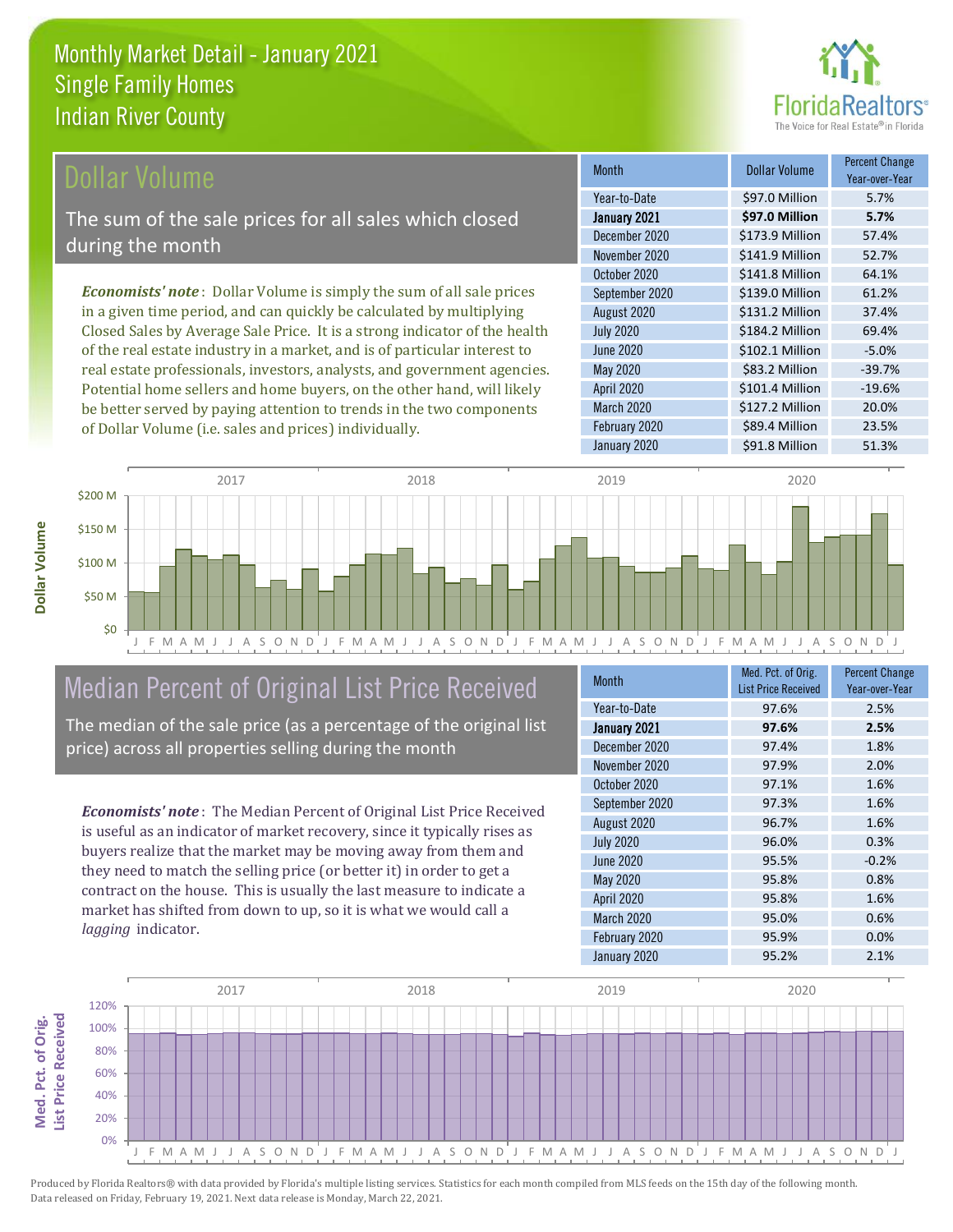# Monthly Market Detail - January 2021
## Single Family Homes
## Indian River County

## Dollar Volume

The sum of the sale prices for all sales which closed during the month

*Economists' note*: Dollar Volume is simply the sum of all sale prices in a given time period, and can quickly be calculated by multiplying Closed Sales by Average Sale Price. It is a strong indicator of the health of the real estate industry in a market, and is of particular interest to real estate professionals, investors, analysts, and government agencies. Potential home sellers and home buyers, on the other hand, will likely be better served by paying attention to trends in the two components of Dollar Volume (i.e. sales and prices) individually.

| Month | Dollar Volume | Percent Change Year-over-Year |
|---|---|---|
| Year-to-Date | $97.0 Million | 5.7% |
| **January 2021** | **$97.0 Million** | **5.7%** |
| December 2020 | $173.9 Million | 57.4% |
| November 2020 | $141.9 Million | 52.7% |
| October 2020 | $141.8 Million | 64.1% |
| September 2020 | $139.0 Million | 61.2% |
| August 2020 | $131.2 Million | 37.4% |
| July 2020 | $184.2 Million | 69.4% |
| June 2020 | $102.1 Million | -5.0% |
| May 2020 | $83.2 Million | -39.7% |
| April 2020 | $101.4 Million | -19.6% |
| March 2020 | $127.2 Million | 20.0% |
| February 2020 | $89.4 Million | 23.5% |
| January 2020 | $91.8 Million | 51.3% |

## Median Percent of Original List Price Received

The median of the sale price (as a percentage of the original list price) across all properties selling during the month

*Economists' note*: The Median Percent of Original List Price Received is useful as an indicator of market recovery, since it typically rises as buyers realize that the market may be moving away from them and they need to match the selling price (or better it) in order to get a contract on the house. This is usually the last measure to indicate a market has shifted from down to up, so it is what we would call a *lagging* indicator.

| Month | Med. Pct. of Orig. List Price Received | Percent Change Year-over-Year |
|---|---|---|
| Year-to-Date | 97.6% | 2.5% |
| **January 2021** | **97.6%** | **2.5%** |
| December 2020 | 97.4% | 1.8% |
| November 2020 | 97.9% | 2.0% |
| October 2020 | 97.1% | 1.6% |
| September 2020 | 97.3% | 1.6% |
| August 2020 | 96.7% | 1.6% |
| July 2020 | 96.0% | 0.3% |
| June 2020 | 95.5% | -0.2% |
| May 2020 | 95.8% | 0.8% |
| April 2020 | 95.8% | 1.6% |
| March 2020 | 95.0% | 0.6% |
| February 2020 | 95.9% | 0.0% |
| January 2020 | 95.2% | 2.1% |

Produced by Florida Realtors® with data provided by Florida's multiple listing services. Statistics for each month compiled from MLS feeds on the 15th day of the following month. Data released on Friday, February 19, 2021. Next data release is Monday, March 22, 2021.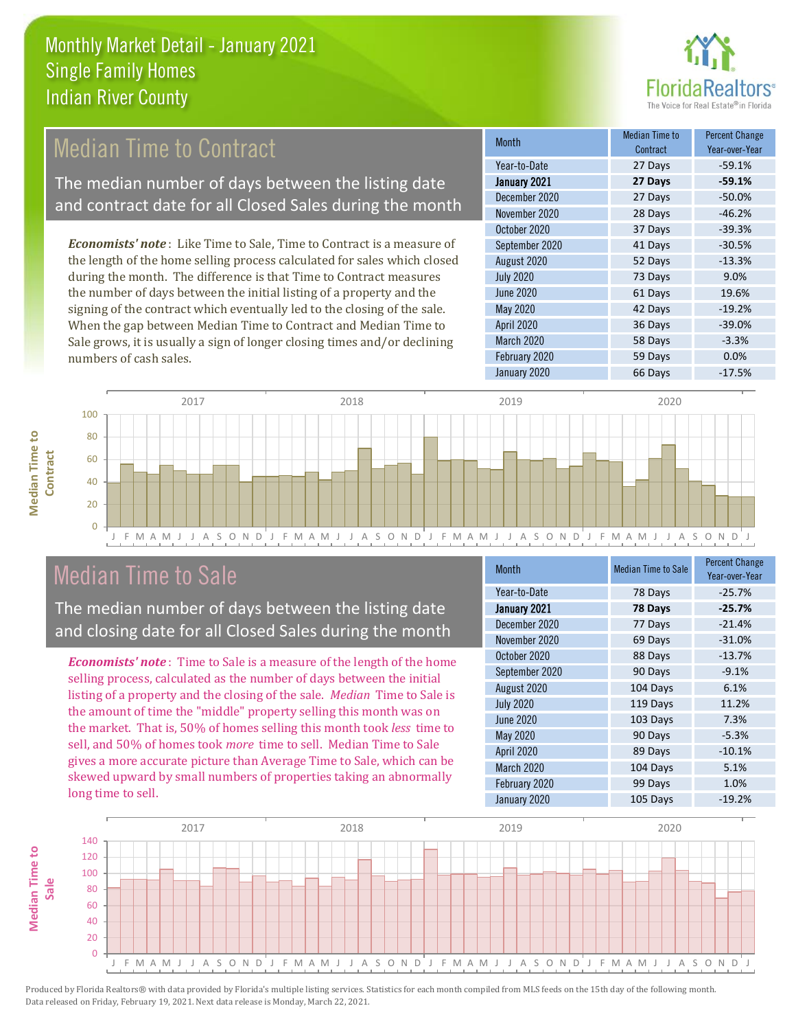# Monthly Market Detail - January 2021
## Single Family Homes
## Indian River County

## Median Time to Contract

The median number of days between the listing date and contract date for all Closed Sales during the month

*Economists' note*: Like Time to Sale, Time to Contract is a measure of the length of the home selling process calculated for sales which closed during the month. The difference is that Time to Contract measures the number of days between the initial listing of a property and the signing of the contract which eventually led to the closing of the sale. When the gap between Median Time to Contract and Median Time to Sale grows, it is usually a sign of longer closing times and/or declining numbers of cash sales.

| Month | Median Time to Contract | Percent Change Year-over-Year |
|---|---|---|
| Year-to-Date | 27 Days | -59.1% |
| **January 2021** | **27 Days** | **-59.1%** |
| December 2020 | 27 Days | -50.0% |
| November 2020 | 28 Days | -46.2% |
| October 2020 | 37 Days | -39.3% |
| September 2020 | 41 Days | -30.5% |
| August 2020 | 52 Days | -13.3% |
| July 2020 | 73 Days | 9.0% |
| June 2020 | 61 Days | 19.6% |
| May 2020 | 42 Days | -19.2% |
| April 2020 | 36 Days | -39.0% |
| March 2020 | 58 Days | -3.3% |
| February 2020 | 59 Days | 0.0% |
| January 2020 | 66 Days | -17.5% |

## Median Time to Sale

The median number of days between the listing date and closing date for all Closed Sales during the month

*Economists' note*: Time to Sale is a measure of the length of the home selling process, calculated as the number of days between the initial listing of a property and the closing of the sale. *Median* Time to Sale is the amount of time the "middle" property selling this month was on the market. That is, 50% of homes selling this month took *less* time to sell, and 50% of homes took *more* time to sell. Median Time to Sale gives a more accurate picture than Average Time to Sale, which can be skewed upward by small numbers of properties taking an abnormally long time to sell.

| Month | Median Time to Sale | Percent Change Year-over-Year |
|---|---|---|
| Year-to-Date | 78 Days | -25.7% |
| **January 2021** | **78 Days** | **-25.7%** |
| December 2020 | 77 Days | -21.4% |
| November 2020 | 69 Days | -31.0% |
| October 2020 | 88 Days | -13.7% |
| September 2020 | 90 Days | -9.1% |
| August 2020 | 104 Days | 6.1% |
| July 2020 | 119 Days | 11.2% |
| June 2020 | 103 Days | 7.3% |
| May 2020 | 90 Days | -5.3% |
| April 2020 | 89 Days | -10.1% |
| March 2020 | 104 Days | 5.1% |
| February 2020 | 99 Days | 1.0% |
| January 2020 | 105 Days | -19.2% |

Produced by Florida Realtors® with data provided by Florida's multiple listing services. Statistics for each month compiled from MLS feeds on the 15th day of the following month. Data released on Friday, February 19, 2021. Next data release is Monday, March 22, 2021.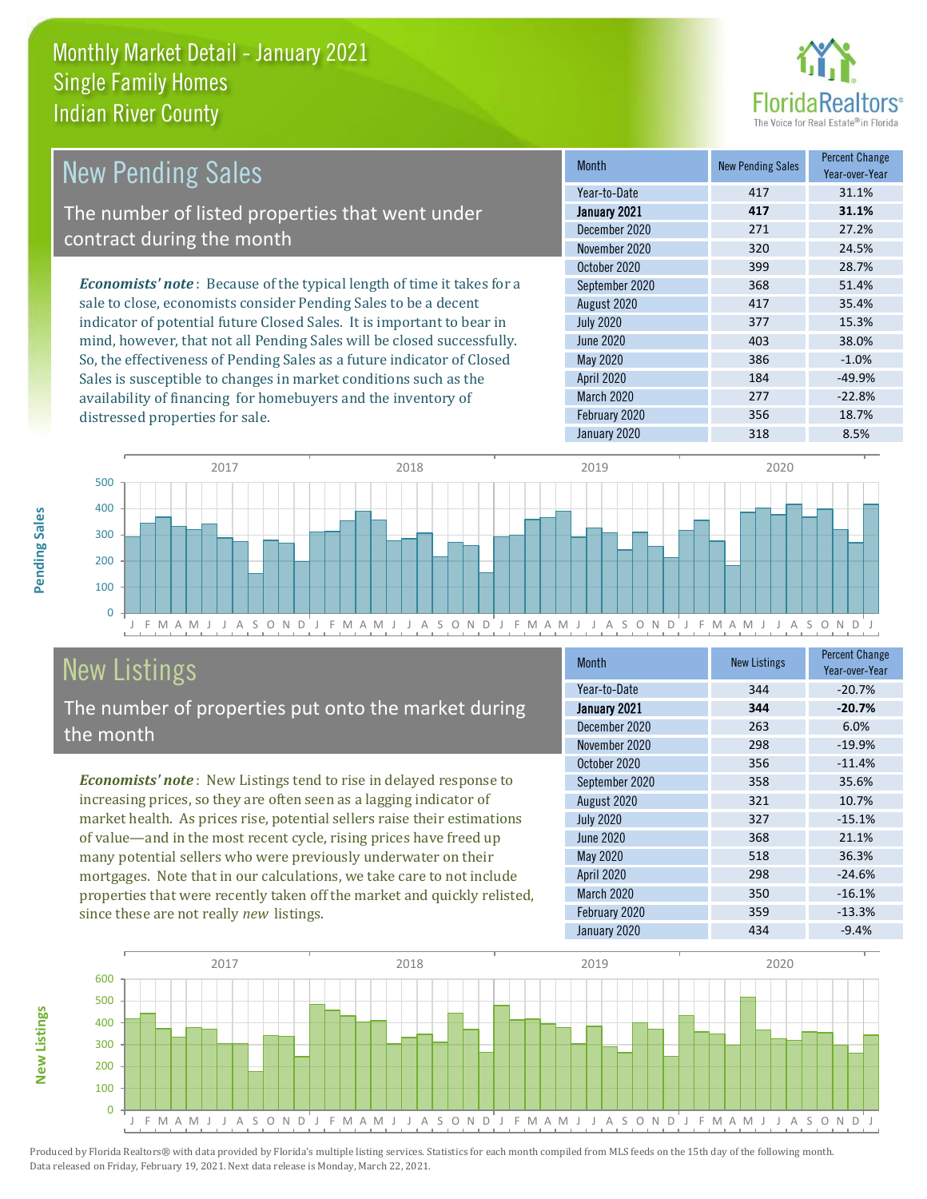# Monthly Market Detail - January 2021
## Single Family Homes
## Indian River County

## New Pending Sales

The number of listed properties that went under contract during the month

*Economists' note*: Because of the typical length of time it takes for a sale to close, economists consider Pending Sales to be a decent indicator of potential future Closed Sales. It is important to bear in mind, however, that not all Pending Sales will be closed successfully. So, the effectiveness of Pending Sales as a future indicator of Closed Sales is susceptible to changes in market conditions such as the availability of financing for homebuyers and the inventory of distressed properties for sale.

| Month | New Pending Sales | Percent Change Year-over-Year |
|---|---|---|
| Year-to-Date | 417 | 31.1% |
| **January 2021** | **417** | **31.1%** |
| December 2020 | 271 | 27.2% |
| November 2020 | 320 | 24.5% |
| October 2020 | 399 | 28.7% |
| September 2020 | 368 | 51.4% |
| August 2020 | 417 | 35.4% |
| July 2020 | 377 | 15.3% |
| June 2020 | 403 | 38.0% |
| May 2020 | 386 | -1.0% |
| April 2020 | 184 | -49.9% |
| March 2020 | 277 | -22.8% |
| February 2020 | 356 | 18.7% |
| January 2020 | 318 | 8.5% |

## New Listings

The number of properties put onto the market during the month

*Economists' note*: New Listings tend to rise in delayed response to increasing prices, so they are often seen as a lagging indicator of market health. As prices rise, potential sellers raise their estimations of value—and in the most recent cycle, rising prices have freed up many potential sellers who were previously underwater on their mortgages. Note that in our calculations, we take care to not include properties that were recently taken off the market and quickly relisted, since these are not really *new* listings.

| Month | New Listings | Percent Change Year-over-Year |
|---|---|---|
| Year-to-Date | 344 | -20.7% |
| **January 2021** | **344** | **-20.7%** |
| December 2020 | 263 | 6.0% |
| November 2020 | 298 | -19.9% |
| October 2020 | 356 | -11.4% |
| September 2020 | 358 | 35.6% |
| August 2020 | 321 | 10.7% |
| July 2020 | 327 | -15.1% |
| June 2020 | 368 | 21.1% |
| May 2020 | 518 | 36.3% |
| April 2020 | 298 | -24.6% |
| March 2020 | 350 | -16.1% |
| February 2020 | 359 | -13.3% |
| January 2020 | 434 | -9.4% |

Produced by Florida Realtors® with data provided by Florida's multiple listing services. Statistics for each month compiled from MLS feeds on the 15th day of the following month. Data released on Friday, February 19, 2021. Next data release is Monday, March 22, 2021.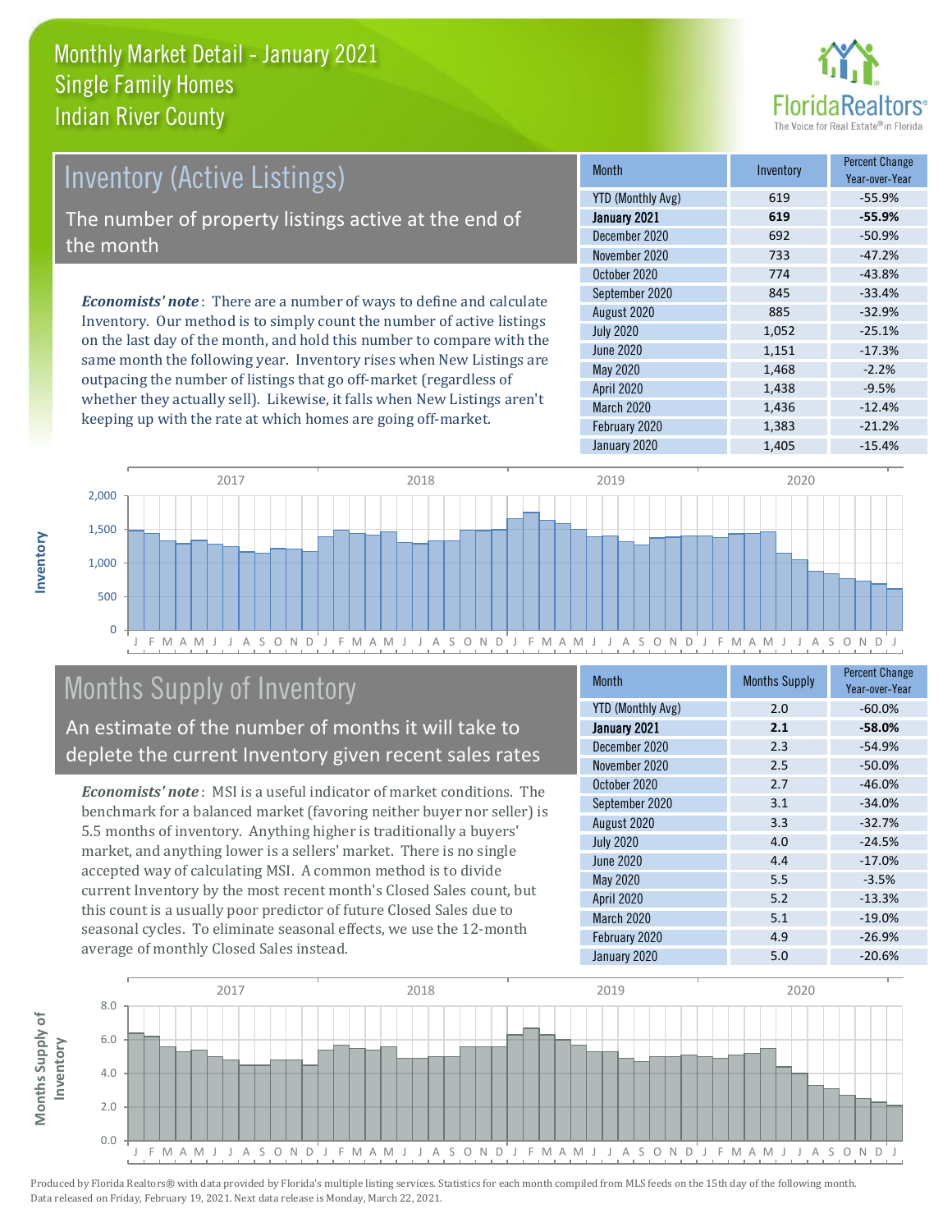# Monthly Market Detail - January 2021
## Single Family Homes
## Indian River County

## Inventory (Active Listings)

The number of property listings active at the end of the month

***Economists' note***: There are a number of ways to define and calculate Inventory. Our method is to simply count the number of active listings on the last day of the month, and hold this number to compare with the same month the following year. Inventory rises when New Listings are outpacing the number of listings that go off-market (regardless of whether they actually sell). Likewise, it falls when New Listings aren't keeping up with the rate at which homes are going off-market.

| Month | Inventory | Percent Change Year-over-Year |
|---|---|---|
| YTD (Monthly Avg) | 619 | -55.9% |
| **January 2021** | **619** | **-55.9%** |
| December 2020 | 692 | -50.9% |
| November 2020 | 733 | -47.2% |
| October 2020 | 774 | -43.8% |
| September 2020 | 845 | -33.4% |
| August 2020 | 885 | -32.9% |
| July 2020 | 1,052 | -25.1% |
| June 2020 | 1,151 | -17.3% |
| May 2020 | 1,468 | -2.2% |
| April 2020 | 1,438 | -9.5% |
| March 2020 | 1,436 | -12.4% |
| February 2020 | 1,383 | -21.2% |
| January 2020 | 1,405 | -15.4% |

## Months Supply of Inventory

An estimate of the number of months it will take to deplete the current Inventory given recent sales rates

***Economists' note***: MSI is a useful indicator of market conditions. The benchmark for a balanced market (favoring neither buyer nor seller) is 5.5 months of inventory. Anything higher is traditionally a buyers' market, and anything lower is a sellers' market. There is no single accepted way of calculating MSI. A common method is to divide current Inventory by the most recent month's Closed Sales count, but this count is a usually poor predictor of future Closed Sales due to seasonal cycles. To eliminate seasonal effects, we use the 12-month average of monthly Closed Sales instead.

| Month | Months Supply | Percent Change Year-over-Year |
|---|---|---|
| YTD (Monthly Avg) | 2.0 | -60.0% |
| **January 2021** | **2.1** | **-58.0%** |
| December 2020 | 2.3 | -54.9% |
| November 2020 | 2.5 | -50.0% |
| October 2020 | 2.7 | -46.0% |
| September 2020 | 3.1 | -34.0% |
| August 2020 | 3.3 | -32.7% |
| July 2020 | 4.0 | -24.5% |
| June 2020 | 4.4 | -17.0% |
| May 2020 | 5.5 | -3.5% |
| April 2020 | 5.2 | -13.3% |
| March 2020 | 5.1 | -19.0% |
| February 2020 | 4.9 | -26.9% |
| January 2020 | 5.0 | -20.6% |

Produced by Florida Realtors® with data provided by Florida's multiple listing services. Statistics for each month compiled from MLS feeds on the 15th day of the following month. Data released on Friday, February 19, 2021. Next data release is Monday, March 22, 2021.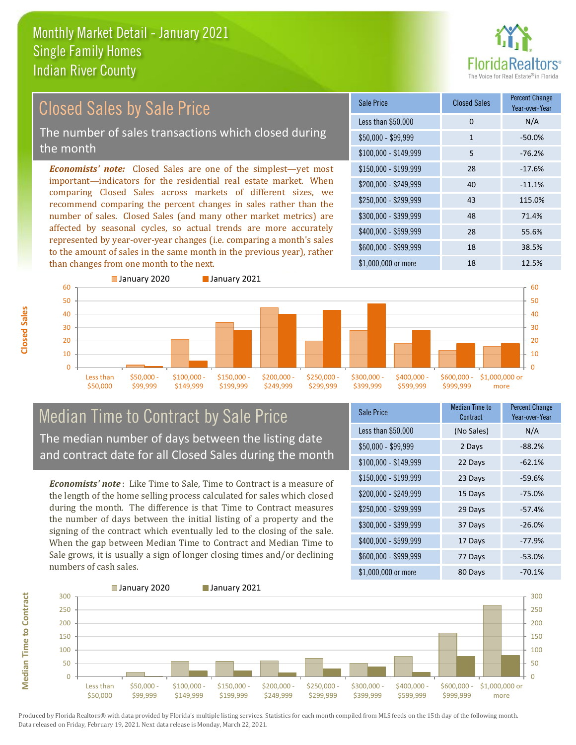# Monthly Market Detail - January 2021
## Single Family Homes
## Indian River County

## Closed Sales by Sale Price

The number of sales transactions which closed during the month

***Economists' note:*** Closed Sales are one of the simplest—yet most important—indicators for the residential real estate market. When comparing Closed Sales across markets of different sizes, we recommend comparing the percent changes in sales rather than the number of sales. Closed Sales (and many other market metrics) are affected by seasonal cycles, so actual trends are more accurately represented by year-over-year changes (i.e. comparing a month's sales to the amount of sales in the same month in the previous year), rather than changes from one month to the next.

| Sale Price | Closed Sales | Percent Change Year-over-Year |
|---|---|---|
| Less than $50,000 | 0 | N/A |
| $50,000 - $99,999 | 1 | -50.0% |
| $100,000 - $149,999 | 5 | -76.2% |
| $150,000 - $199,999 | 28 | -17.6% |
| $200,000 - $249,999 | 40 | -11.1% |
| $250,000 - $299,999 | 43 | 115.0% |
| $300,000 - $399,999 | 48 | 71.4% |
| $400,000 - $599,999 | 28 | 55.6% |
| $600,000 - $999,999 | 18 | 38.5% |
| $1,000,000 or more | 18 | 12.5% |

## Median Time to Contract by Sale Price

The median number of days between the listing date and contract date for all Closed Sales during the month

***Economists' note***: Like Time to Sale, Time to Contract is a measure of the length of the home selling process calculated for sales which closed during the month. The difference is that Time to Contract measures the number of days between the initial listing of a property and the signing of the contract which eventually led to the closing of the sale. When the gap between Median Time to Contract and Median Time to Sale grows, it is usually a sign of longer closing times and/or declining numbers of cash sales.

| Sale Price | Median Time to Contract | Percent Change Year-over-Year |
|---|---|---|
| Less than $50,000 | (No Sales) | N/A |
| $50,000 - $99,999 | 2 Days | -88.2% |
| $100,000 - $149,999 | 22 Days | -62.1% |
| $150,000 - $199,999 | 23 Days | -59.6% |
| $200,000 - $249,999 | 15 Days | -75.0% |
| $250,000 - $299,999 | 29 Days | -57.4% |
| $300,000 - $399,999 | 37 Days | -26.0% |
| $400,000 - $599,999 | 17 Days | -77.9% |
| $600,000 - $999,999 | 77 Days | -53.0% |
| $1,000,000 or more | 80 Days | -70.1% |

Produced by Florida Realtors® with data provided by Florida's multiple listing services. Statistics for each month compiled from MLS feeds on the 15th day of the following month. Data released on Friday, February 19, 2021. Next data release is Monday, March 22, 2021.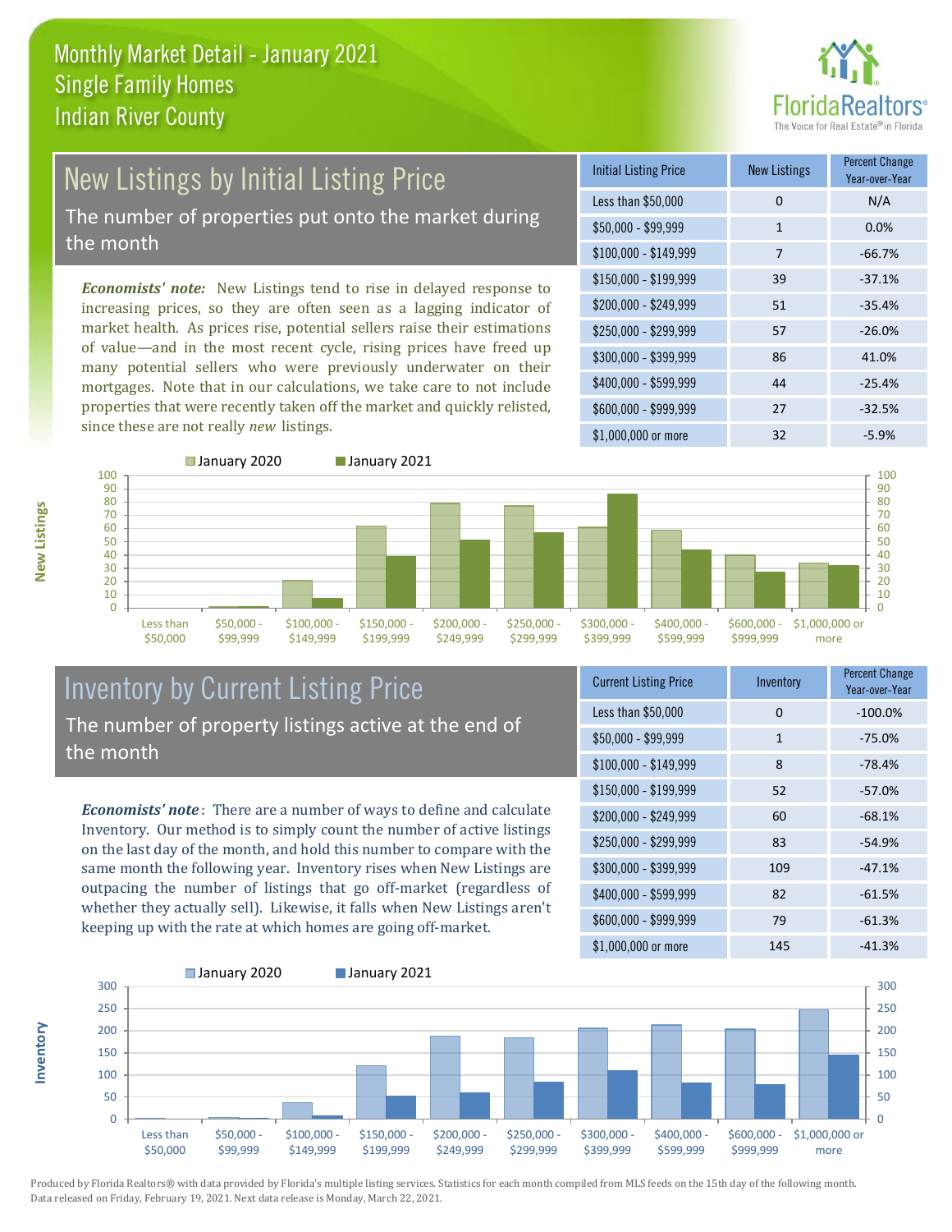# Monthly Market Detail - January 2021
## Single Family Homes
## Indian River County

## New Listings by Initial Listing Price

The number of properties put onto the market during the month

*Economists' note:* New Listings tend to rise in delayed response to increasing prices, so they are often seen as a lagging indicator of market health. As prices rise, potential sellers raise their estimations of value—and in the most recent cycle, rising prices have freed up many potential sellers who were previously underwater on their mortgages. Note that in our calculations, we take care to not include properties that were recently taken off the market and quickly relisted, since these are not really *new* listings.

| Initial Listing Price | New Listings | Percent Change Year-over-Year |
|---|---|---|
| Less than $50,000 | 0 | N/A |
| $50,000 - $99,999 | 1 | 0.0% |
| $100,000 - $149,999 | 7 | -66.7% |
| $150,000 - $199,999 | 39 | -37.1% |
| $200,000 - $249,999 | 51 | -35.4% |
| $250,000 - $299,999 | 57 | -26.0% |
| $300,000 - $399,999 | 86 | 41.0% |
| $400,000 - $599,999 | 44 | -25.4% |
| $600,000 - $999,999 | 27 | -32.5% |
| $1,000,000 or more | 32 | -5.9% |

## Inventory by Current Listing Price

The number of property listings active at the end of the month

*Economists' note*: There are a number of ways to define and calculate Inventory. Our method is to simply count the number of active listings on the last day of the month, and hold this number to compare with the same month the following year. Inventory rises when New Listings are outpacing the number of listings that go off-market (regardless of whether they actually sell). Likewise, it falls when New Listings aren't keeping up with the rate at which homes are going off-market.

| Current Listing Price | Inventory | Percent Change Year-over-Year |
|---|---|---|
| Less than $50,000 | 0 | -100.0% |
| $50,000 - $99,999 | 1 | -75.0% |
| $100,000 - $149,999 | 8 | -78.4% |
| $150,000 - $199,999 | 52 | -57.0% |
| $200,000 - $249,999 | 60 | -68.1% |
| $250,000 - $299,999 | 83 | -54.9% |
| $300,000 - $399,999 | 109 | -47.1% |
| $400,000 - $599,999 | 82 | -61.5% |
| $600,000 - $999,999 | 79 | -61.3% |
| $1,000,000 or more | 145 | -41.3% |

Produced by Florida Realtors® with data provided by Florida's multiple listing services. Statistics for each month compiled from MLS feeds on the 15th day of the following month. Data released on Friday, February 19, 2021. Next data release is Monday, March 22, 2021.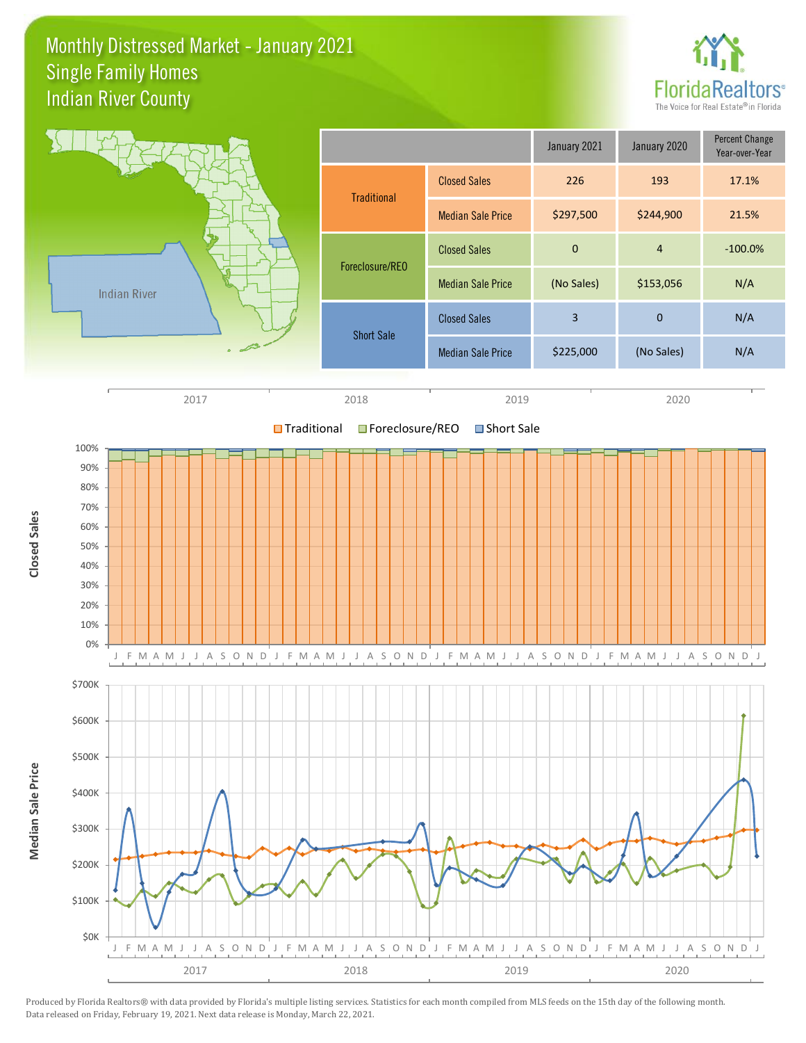# Monthly Distressed Market - January 2021
## Single Family Homes
## Indian River County

FloridaRealtors®
The Voice for Real Estate® in Florida

Indian River

| | | January 2021 | January 2020 | Percent Change Year-over-Year |
|---|---|---|---|---|
| Traditional | Closed Sales | 226 | 193 | 17.1% |
| | Median Sale Price | $297,500 | $244,900 | 21.5% |
| Foreclosure/REO | Closed Sales | 0 | 4 | -100.0% |
| | Median Sale Price | (No Sales) | $153,056 | N/A |
| Short Sale | Closed Sales | 3 | 0 | N/A |
| | Median Sale Price | $225,000 | (No Sales) | N/A |

2017 2018 2019 2020

Traditional Foreclosure/REO Short Sale

Closed Sales

100% 90% 80% 70% 60% 50% 40% 30% 20% 10% 0%

J F M A M J J A S O N D J F M A M J J A S O N D J F M A M J J A S O N D J F M A M J J A S O N D J

Median Sale Price

$700K $600K $500K $400K $300K $200K $100K $0K

J F M A M J J A S O N D J F M A M J J A S O N D J F M A M J J A S O N D J F M A M J J A S O N D J

2017 2018 2019 2020

Produced by Florida Realtors® with data provided by Florida's multiple listing services. Statistics for each month compiled from MLS feeds on the 15th day of the following month. Data released on Friday, February 19, 2021. Next data release is Monday, March 22, 2021.